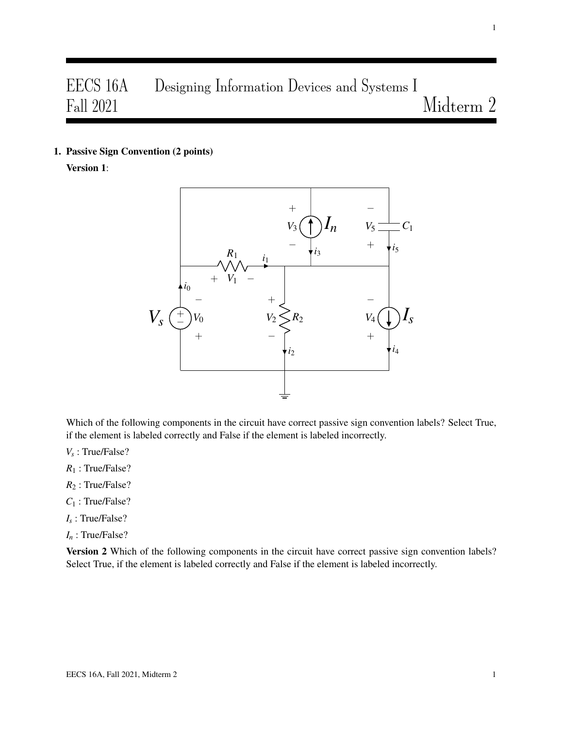# EECS 16A Designing Information Devices and Systems I
## Fall 2021 Midterm 2

**1. Passive Sign Convention (2 points)**

**Version 1**:

Which of the following components in the circuit have correct passive sign convention labels? Select True, if the element is labeled correctly and False if the element is labeled incorrectly.

$V_s$ : True/False?

$R_1$ : True/False?

$R_2$ : True/False?

$C_1$ : True/False?

$I_s$ : True/False?

$I_n$ : True/False?

**Version 2** Which of the following components in the circuit have correct passive sign convention labels? Select True, if the element is labeled correctly and False if the element is labeled incorrectly.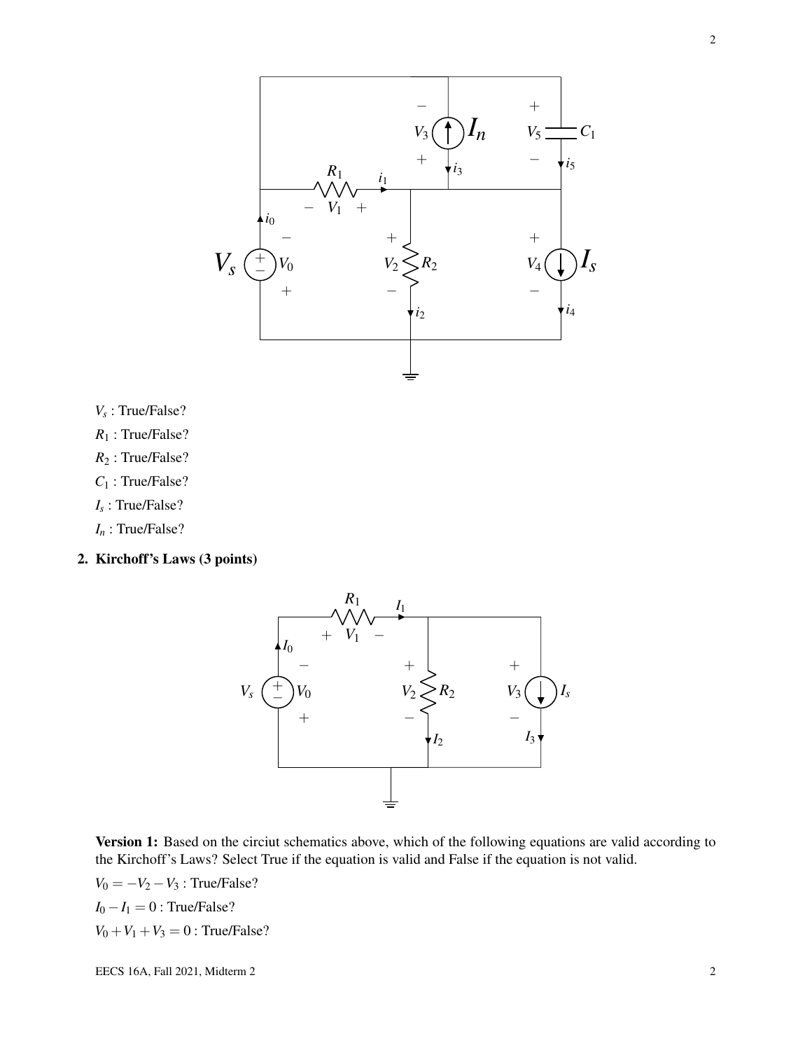$V_s$ : True/False?

$R_1$ : True/False?

$R_2$ : True/False?

$C_1$ : True/False?

$I_s$ : True/False?

$I_n$ : True/False?

**2. Kirchoff's Laws (3 points)**

**Version 1:** Based on the circiut schematics above, which of the following equations are valid according to the Kirchoff's Laws? Select True if the equation is valid and False if the equation is not valid.

$V_0 = -V_2 - V_3$ : True/False?

$I_0 - I_1 = 0$ : True/False?

$V_0 + V_1 + V_3 = 0$ : True/False?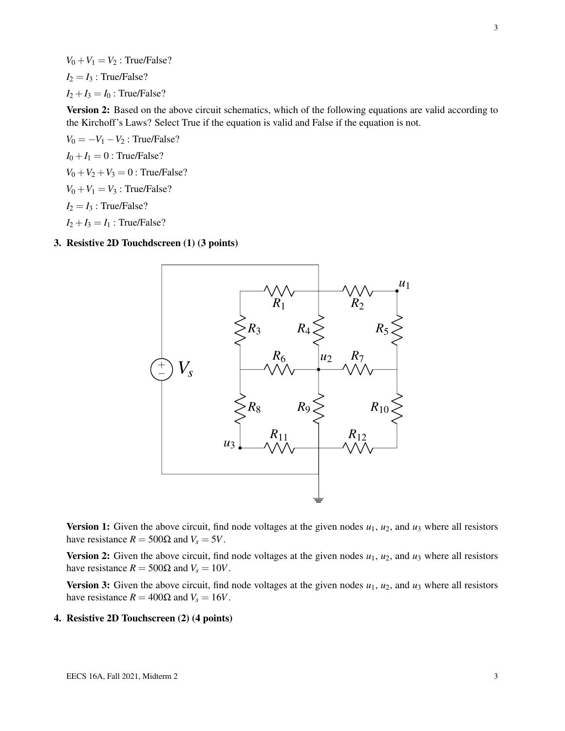$V_0 + V_1 = V_2$ : True/False?

$I_2 = I_3$ : True/False?

$I_2 + I_3 = I_0$ : True/False?

**Version 2:** Based on the above circuit schematics, which of the following equations are valid according to the Kirchoff's Laws? Select True if the equation is valid and False if the equation is not.

$V_0 = -V_1 - V_2$ : True/False?

$I_0 + I_1 = 0$ : True/False?

$V_0 + V_2 + V_3 = 0$ : True/False?

$V_0 + V_1 = V_3$ : True/False?

$I_2 = I_3$ : True/False?

$I_2 + I_3 = I_1$ : True/False?

**3. Resistive 2D Touchdscreen (1) (3 points)**

**Version 1:** Given the above circuit, find node voltages at the given nodes $u_1$, $u_2$, and $u_3$ where all resistors have resistance $R = 500\Omega$ and $V_s = 5V$.

**Version 2:** Given the above circuit, find node voltages at the given nodes $u_1$, $u_2$, and $u_3$ where all resistors have resistance $R = 500\Omega$ and $V_s = 10V$.

**Version 3:** Given the above circuit, find node voltages at the given nodes $u_1$, $u_2$, and $u_3$ where all resistors have resistance $R = 400\Omega$ and $V_s = 16V$.

**4. Resistive 2D Touchscreen (2) (4 points)**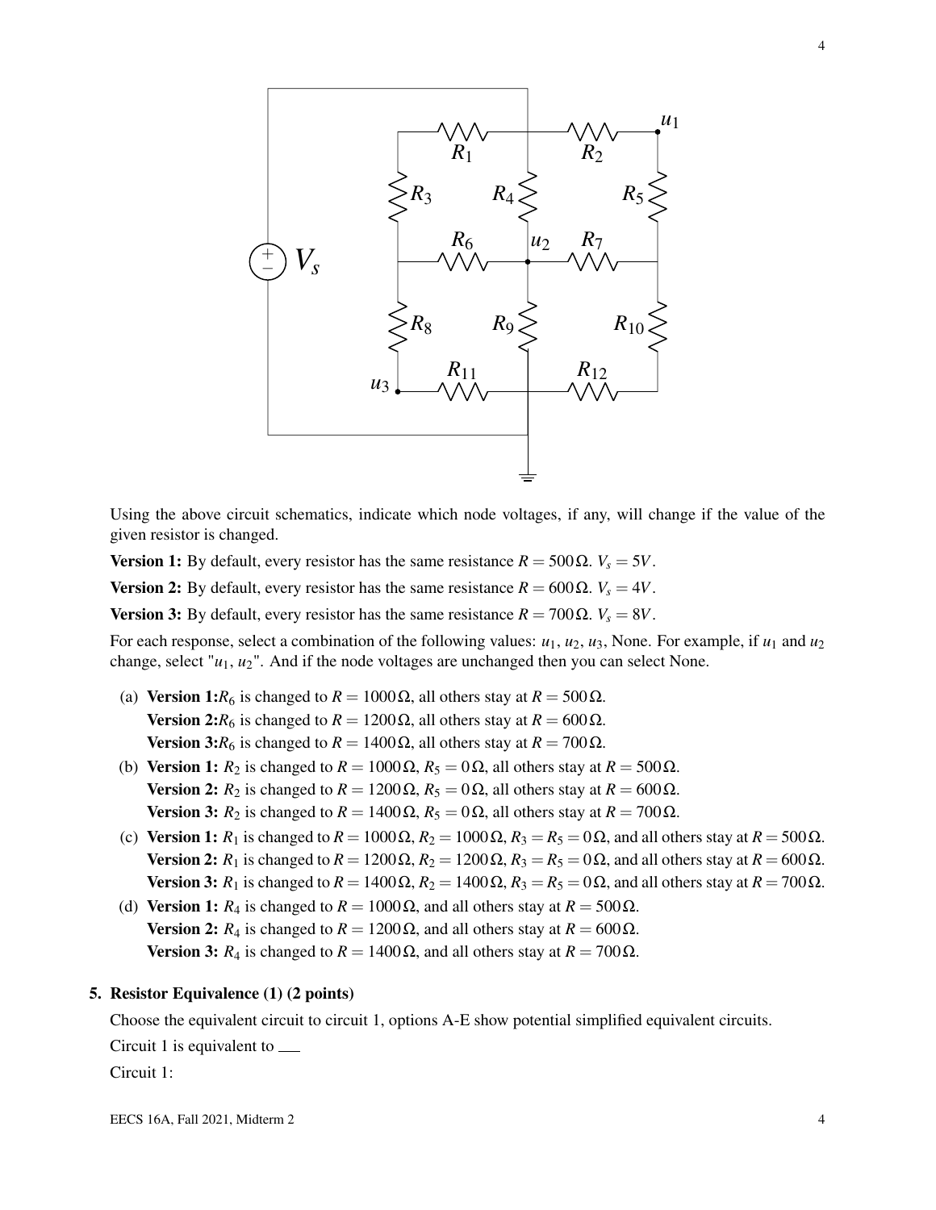Using the above circuit schematics, indicate which node voltages, if any, will change if the value of the given resistor is changed.

**Version 1:** By default, every resistor has the same resistance $R = 500\,\Omega$. $V_s = 5V$.

**Version 2:** By default, every resistor has the same resistance $R = 600\,\Omega$. $V_s = 4V$.

**Version 3:** By default, every resistor has the same resistance $R = 700\,\Omega$. $V_s = 8V$.

For each response, select a combination of the following values: $u_1$, $u_2$, $u_3$, None. For example, if $u_1$ and $u_2$ change, select "$u_1$, $u_2$". And if the node voltages are unchanged then you can select None.

(a) **Version 1:** $R_6$ is changed to $R = 1000\,\Omega$, all others stay at $R = 500\,\Omega$.
**Version 2:** $R_6$ is changed to $R = 1200\,\Omega$, all others stay at $R = 600\,\Omega$.
**Version 3:** $R_6$ is changed to $R = 1400\,\Omega$, all others stay at $R = 700\,\Omega$.

(b) **Version 1:** $R_2$ is changed to $R = 1000\,\Omega$, $R_5 = 0\,\Omega$, all others stay at $R = 500\,\Omega$.
**Version 2:** $R_2$ is changed to $R = 1200\,\Omega$, $R_5 = 0\,\Omega$, all others stay at $R = 600\,\Omega$.
**Version 3:** $R_2$ is changed to $R = 1400\,\Omega$, $R_5 = 0\,\Omega$, all others stay at $R = 700\,\Omega$.

(c) **Version 1:** $R_1$ is changed to $R = 1000\,\Omega$, $R_2 = 1000\,\Omega$, $R_3 = R_5 = 0\,\Omega$, and all others stay at $R = 500\,\Omega$.
**Version 2:** $R_1$ is changed to $R = 1200\,\Omega$, $R_2 = 1200\,\Omega$, $R_3 = R_5 = 0\,\Omega$, and all others stay at $R = 600\,\Omega$.
**Version 3:** $R_1$ is changed to $R = 1400\,\Omega$, $R_2 = 1400\,\Omega$, $R_3 = R_5 = 0\,\Omega$, and all others stay at $R = 700\,\Omega$.

(d) **Version 1:** $R_4$ is changed to $R = 1000\,\Omega$, and all others stay at $R = 500\,\Omega$.
**Version 2:** $R_4$ is changed to $R = 1200\,\Omega$, and all others stay at $R = 600\,\Omega$.
**Version 3:** $R_4$ is changed to $R = 1400\,\Omega$, and all others stay at $R = 700\,\Omega$.

**5. Resistor Equivalence (1) (2 points)**

Choose the equivalent circuit to circuit 1, options A-E show potential simplified equivalent circuits.

Circuit 1 is equivalent to \_\_\_

Circuit 1: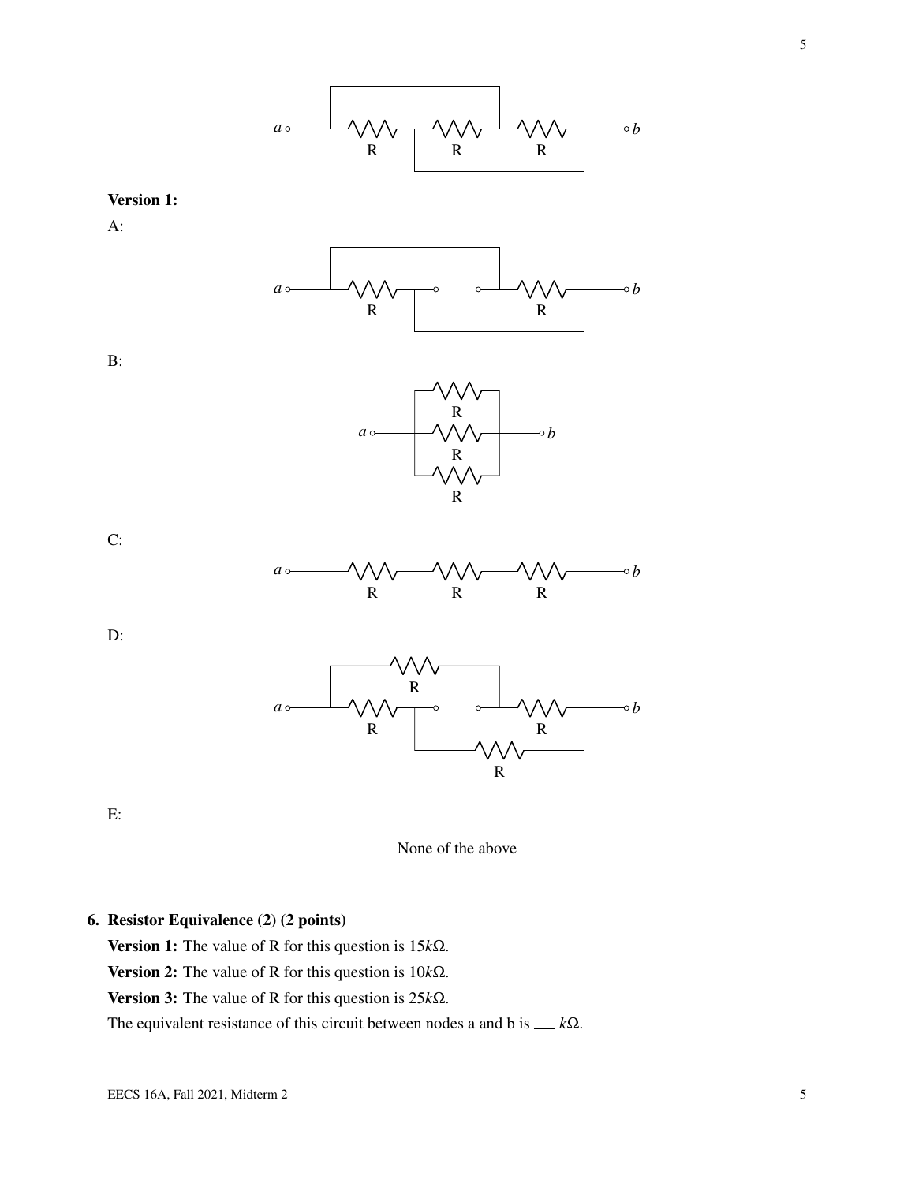**Version 1:**

A:

B:

C:

D:

E:

None of the above

**6. Resistor Equivalence (2) (2 points)**

**Version 1:** The value of R for this question is $15k\Omega$.

**Version 2:** The value of R for this question is $10k\Omega$.

**Version 3:** The value of R for this question is $25k\Omega$.

The equivalent resistance of this circuit between nodes a and b is ___ $k\Omega$.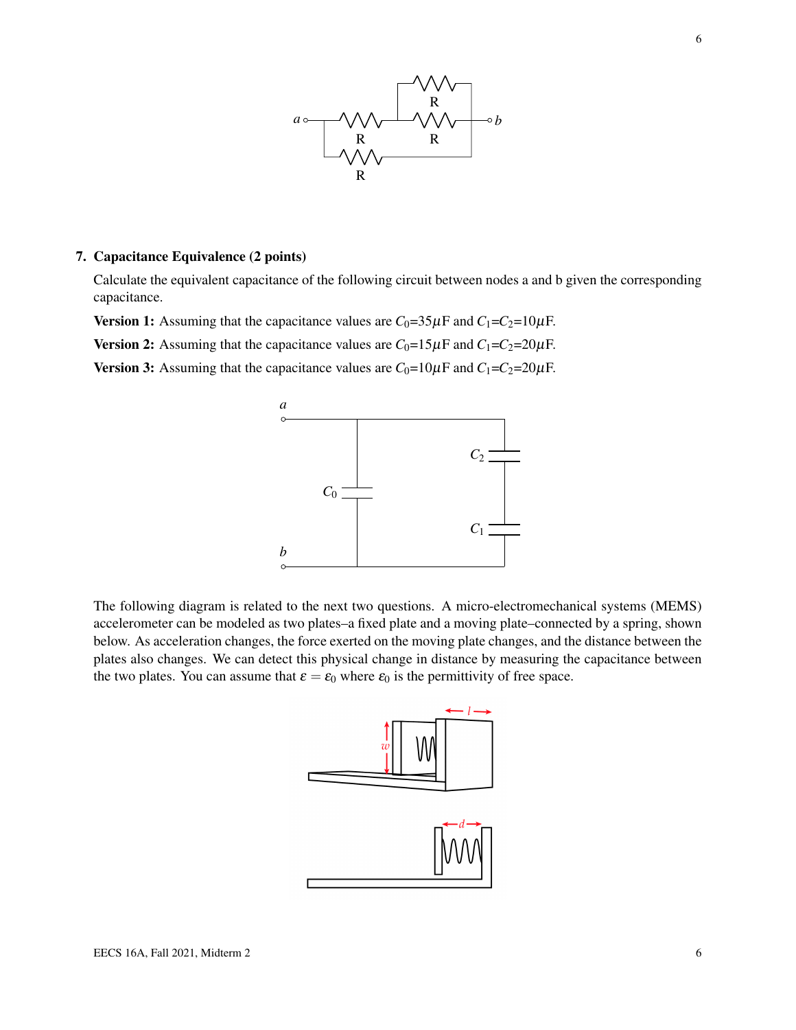**7. Capacitance Equivalence (2 points)**

Calculate the equivalent capacitance of the following circuit between nodes a and b given the corresponding capacitance.

**Version 1:** Assuming that the capacitance values are $C_0$=35$\mu$F and $C_1$=$C_2$=10$\mu$F.

**Version 2:** Assuming that the capacitance values are $C_0$=15$\mu$F and $C_1$=$C_2$=20$\mu$F.

**Version 3:** Assuming that the capacitance values are $C_0$=10$\mu$F and $C_1$=$C_2$=20$\mu$F.

The following diagram is related to the next two questions. A micro-electromechanical systems (MEMS) accelerometer can be modeled as two plates–a fixed plate and a moving plate–connected by a spring, shown below. As acceleration changes, the force exerted on the moving plate changes, and the distance between the plates also changes. We can detect this physical change in distance by measuring the capacitance between the two plates. You can assume that $\varepsilon = \varepsilon_0$ where $\varepsilon_0$ is the permittivity of free space.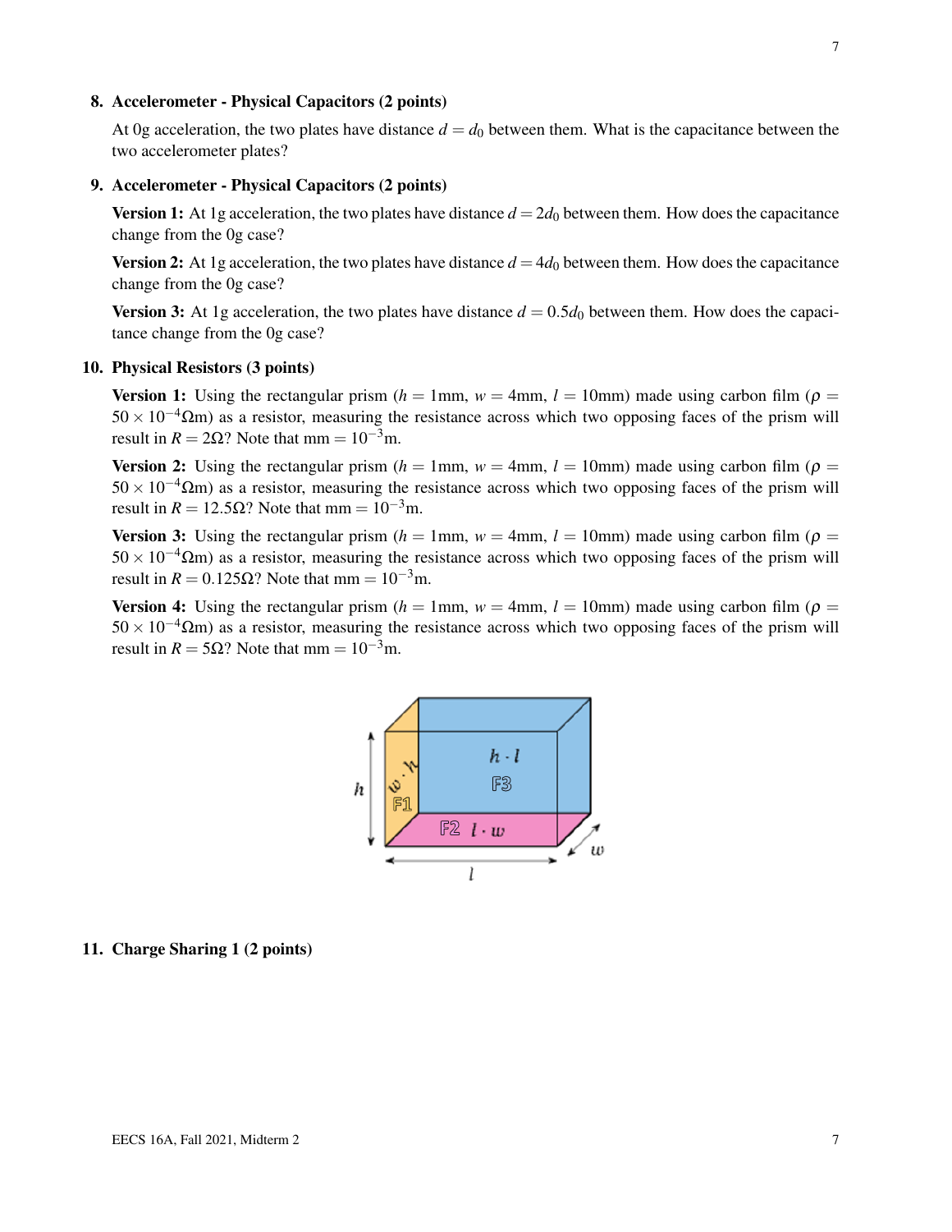8. **Accelerometer - Physical Capacitors (2 points)**

   At 0g acceleration, the two plates have distance $d = d_0$ between them. What is the capacitance between the two accelerometer plates?

9. **Accelerometer - Physical Capacitors (2 points)**

   **Version 1:** At 1g acceleration, the two plates have distance $d = 2d_0$ between them. How does the capacitance change from the 0g case?

   **Version 2:** At 1g acceleration, the two plates have distance $d = 4d_0$ between them. How does the capacitance change from the 0g case?

   **Version 3:** At 1g acceleration, the two plates have distance $d = 0.5d_0$ between them. How does the capacitance change from the 0g case?

10. **Physical Resistors (3 points)**

    **Version 1:** Using the rectangular prism ($h$ = 1mm, $w$ = 4mm, $l$ = 10mm) made using carbon film ($\rho = 50 \times 10^{-4}\Omega$m) as a resistor, measuring the resistance across which two opposing faces of the prism will result in $R = 2\Omega$? Note that mm $= 10^{-3}$m.

    **Version 2:** Using the rectangular prism ($h$ = 1mm, $w$ = 4mm, $l$ = 10mm) made using carbon film ($\rho = 50 \times 10^{-4}\Omega$m) as a resistor, measuring the resistance across which two opposing faces of the prism will result in $R = 12.5\Omega$? Note that mm $= 10^{-3}$m.

    **Version 3:** Using the rectangular prism ($h$ = 1mm, $w$ = 4mm, $l$ = 10mm) made using carbon film ($\rho = 50 \times 10^{-4}\Omega$m) as a resistor, measuring the resistance across which two opposing faces of the prism will result in $R = 0.125\Omega$? Note that mm $= 10^{-3}$m.

    **Version 4:** Using the rectangular prism ($h$ = 1mm, $w$ = 4mm, $l$ = 10mm) made using carbon film ($\rho = 50 \times 10^{-4}\Omega$m) as a resistor, measuring the resistance across which two opposing faces of the prism will result in $R = 5\Omega$? Note that mm $= 10^{-3}$m.

    $h$, $w$, $l$; F1: $w \cdot h$; F2: $l \cdot w$; F3: $h \cdot l$

11. **Charge Sharing 1 (2 points)**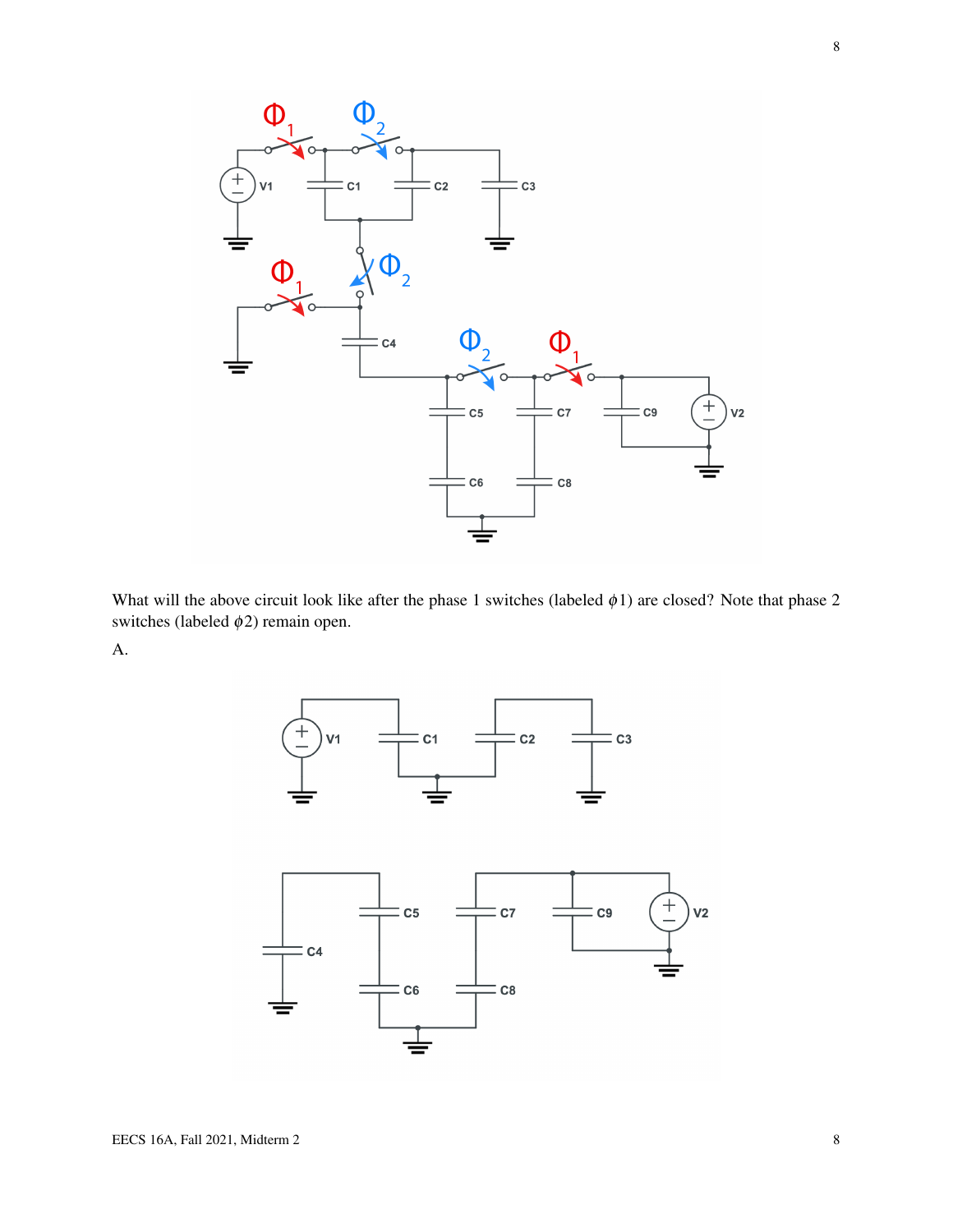What will the above circuit look like after the phase 1 switches (labeled $\phi 1$) are closed? Note that phase 2 switches (labeled $\phi 2$) remain open.

A.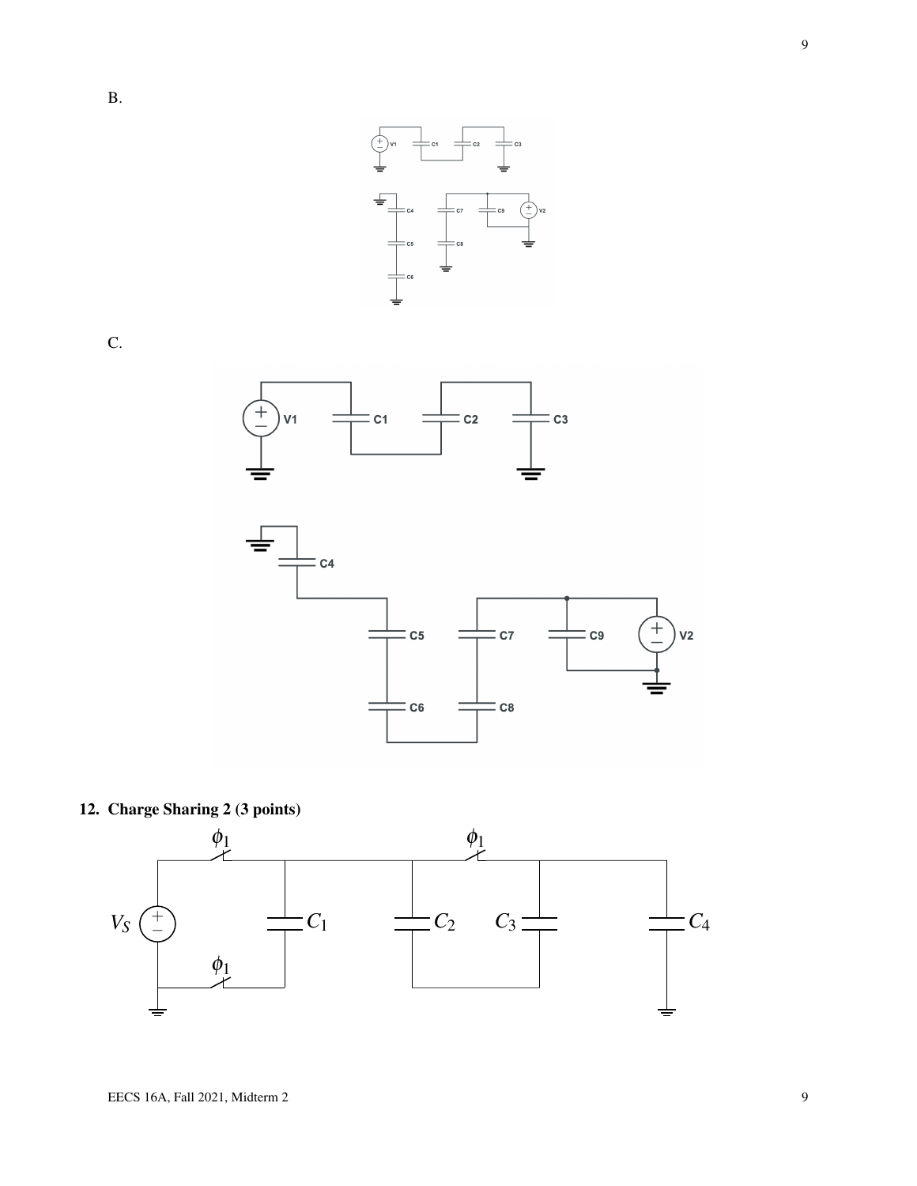B.

C.

## 12. Charge Sharing 2 (3 points)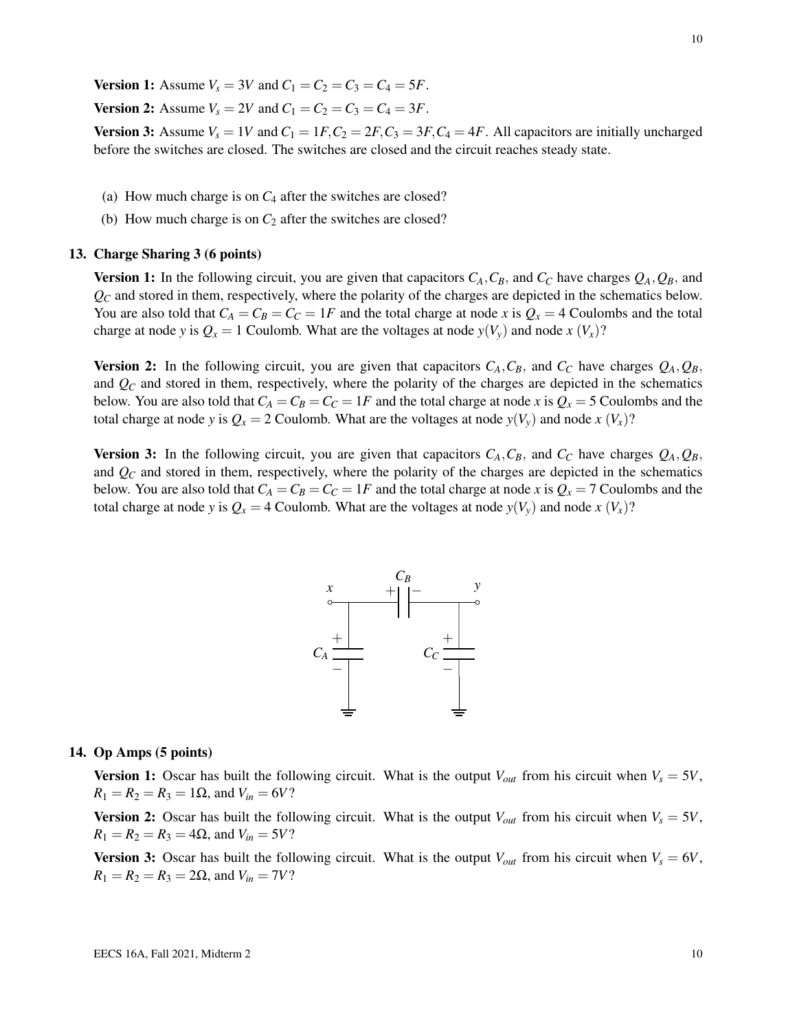**Version 1:** Assume $V_s = 3V$ and $C_1 = C_2 = C_3 = C_4 = 5F$.

**Version 2:** Assume $V_s = 2V$ and $C_1 = C_2 = C_3 = C_4 = 3F$.

**Version 3:** Assume $V_s = 1V$ and $C_1 = 1F, C_2 = 2F, C_3 = 3F, C_4 = 4F$. All capacitors are initially uncharged before the switches are closed. The switches are closed and the circuit reaches steady state.

(a) How much charge is on $C_4$ after the switches are closed?

(b) How much charge is on $C_2$ after the switches are closed?

## 13. Charge Sharing 3 (6 points)

**Version 1:** In the following circuit, you are given that capacitors $C_A, C_B$, and $C_C$ have charges $Q_A, Q_B$, and $Q_C$ and stored in them, respectively, where the polarity of the charges are depicted in the schematics below. You are also told that $C_A = C_B = C_C = 1F$ and the total charge at node $x$ is $Q_x = 4$ Coulombs and the total charge at node $y$ is $Q_x = 1$ Coulomb. What are the voltages at node $y(V_y)$ and node $x$ $(V_x)$?

**Version 2:** In the following circuit, you are given that capacitors $C_A, C_B$, and $C_C$ have charges $Q_A, Q_B$, and $Q_C$ and stored in them, respectively, where the polarity of the charges are depicted in the schematics below. You are also told that $C_A = C_B = C_C = 1F$ and the total charge at node $x$ is $Q_x = 5$ Coulombs and the total charge at node $y$ is $Q_x = 2$ Coulomb. What are the voltages at node $y(V_y)$ and node $x$ $(V_x)$?

**Version 3:** In the following circuit, you are given that capacitors $C_A, C_B$, and $C_C$ have charges $Q_A, Q_B$, and $Q_C$ and stored in them, respectively, where the polarity of the charges are depicted in the schematics below. You are also told that $C_A = C_B = C_C = 1F$ and the total charge at node $x$ is $Q_x = 7$ Coulombs and the total charge at node $y$ is $Q_x = 4$ Coulomb. What are the voltages at node $y(V_y)$ and node $x$ $(V_x)$?

## 14. Op Amps (5 points)

**Version 1:** Oscar has built the following circuit. What is the output $V_{out}$ from his circuit when $V_s = 5V$, $R_1 = R_2 = R_3 = 1\Omega$, and $V_{in} = 6V$?

**Version 2:** Oscar has built the following circuit. What is the output $V_{out}$ from his circuit when $V_s = 5V$, $R_1 = R_2 = R_3 = 4\Omega$, and $V_{in} = 5V$?

**Version 3:** Oscar has built the following circuit. What is the output $V_{out}$ from his circuit when $V_s = 6V$, $R_1 = R_2 = R_3 = 2\Omega$, and $V_{in} = 7V$?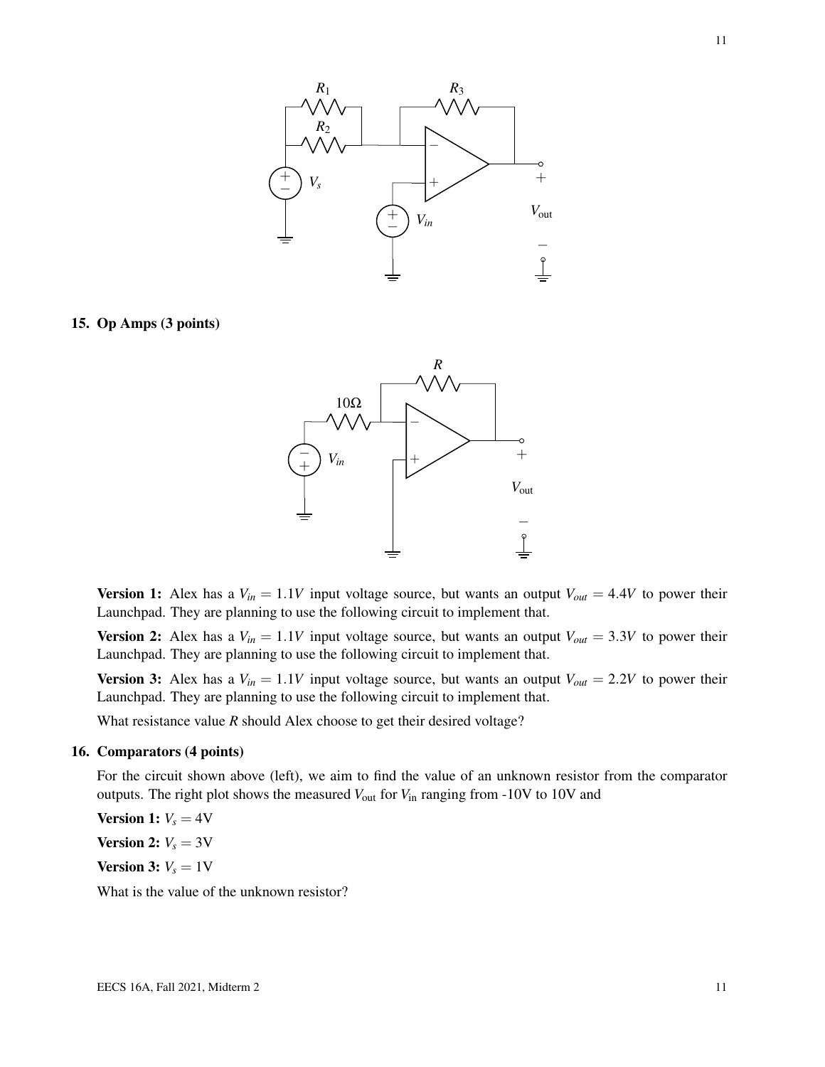## 15. Op Amps (3 points)

**Version 1:** Alex has a $V_{in} = 1.1V$ input voltage source, but wants an output $V_{out} = 4.4V$ to power their Launchpad. They are planning to use the following circuit to implement that.

**Version 2:** Alex has a $V_{in} = 1.1V$ input voltage source, but wants an output $V_{out} = 3.3V$ to power their Launchpad. They are planning to use the following circuit to implement that.

**Version 3:** Alex has a $V_{in} = 1.1V$ input voltage source, but wants an output $V_{out} = 2.2V$ to power their Launchpad. They are planning to use the following circuit to implement that.

What resistance value $R$ should Alex choose to get their desired voltage?

## 16. Comparators (4 points)

For the circuit shown above (left), we aim to find the value of an unknown resistor from the comparator outputs. The right plot shows the measured $V_{\text{out}}$ for $V_{\text{in}}$ ranging from -10V to 10V and

**Version 1:** $V_s = 4\text{V}$

**Version 2:** $V_s = 3\text{V}$

**Version 3:** $V_s = 1\text{V}$

What is the value of the unknown resistor?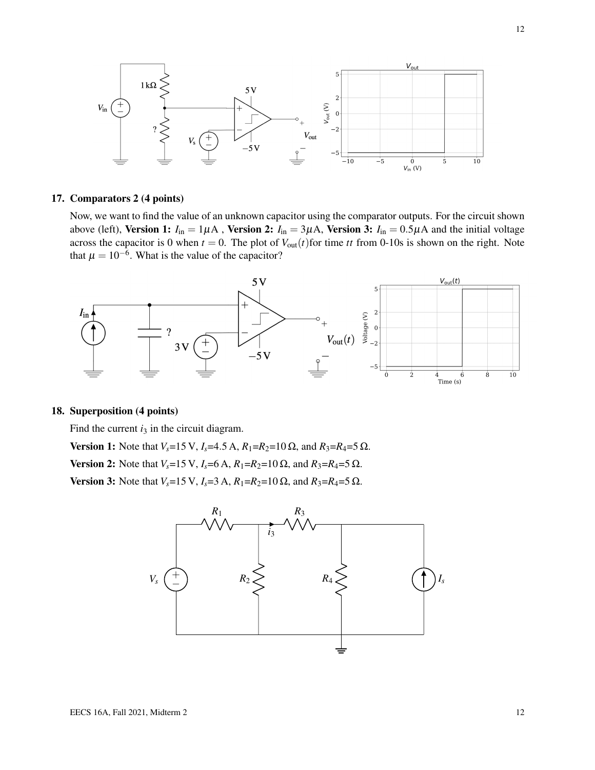## 17. Comparators 2 (4 points)

Now, we want to find the value of an unknown capacitor using the comparator outputs. For the circuit shown above (left), **Version 1:** $I_{\text{in}} = 1\mu$A , **Version 2:** $I_{\text{in}} = 3\mu$A, **Version 3:** $I_{\text{in}} = 0.5\mu$A and the initial voltage across the capacitor is 0 when $t = 0$. The plot of $V_{\text{out}}(t)$for time *tt* from 0-10s is shown on the right. Note that $\mu = 10^{-6}$. What is the value of the capacitor?

## 18. Superposition (4 points)

Find the current $i_3$ in the circuit diagram.

**Version 1:** Note that $V_s$=15 V, $I_s$=4.5 A, $R_1$=$R_2$=10 Ω, and $R_3$=$R_4$=5 Ω.

**Version 2:** Note that $V_s$=15 V, $I_s$=6 A, $R_1$=$R_2$=10 Ω, and $R_3$=$R_4$=5 Ω.

**Version 3:** Note that $V_s$=15 V, $I_s$=3 A, $R_1$=$R_2$=10 Ω, and $R_3$=$R_4$=5 Ω.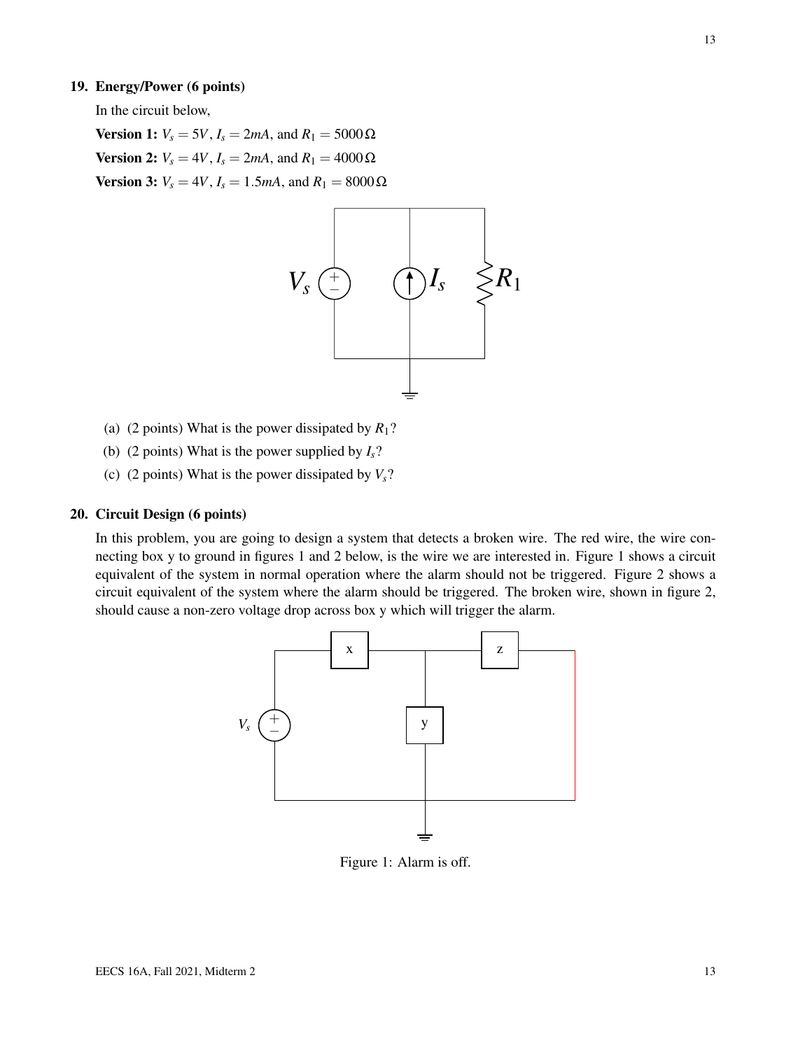**19. Energy/Power (6 points)**

In the circuit below,

**Version 1:** $V_s = 5V$, $I_s = 2mA$, and $R_1 = 5000\,\Omega$

**Version 2:** $V_s = 4V$, $I_s = 2mA$, and $R_1 = 4000\,\Omega$

**Version 3:** $V_s = 4V$, $I_s = 1.5mA$, and $R_1 = 8000\,\Omega$

(a) (2 points) What is the power dissipated by $R_1$?

(b) (2 points) What is the power supplied by $I_s$?

(c) (2 points) What is the power dissipated by $V_s$?

**20. Circuit Design (6 points)**

In this problem, you are going to design a system that detects a broken wire. The red wire, the wire connecting box y to ground in figures 1 and 2 below, is the wire we are interested in. Figure 1 shows a circuit equivalent of the system in normal operation where the alarm should not be triggered. Figure 2 shows a circuit equivalent of the system where the alarm should be triggered. The broken wire, shown in figure 2, should cause a non-zero voltage drop across box y which will trigger the alarm.

Figure 1: Alarm is off.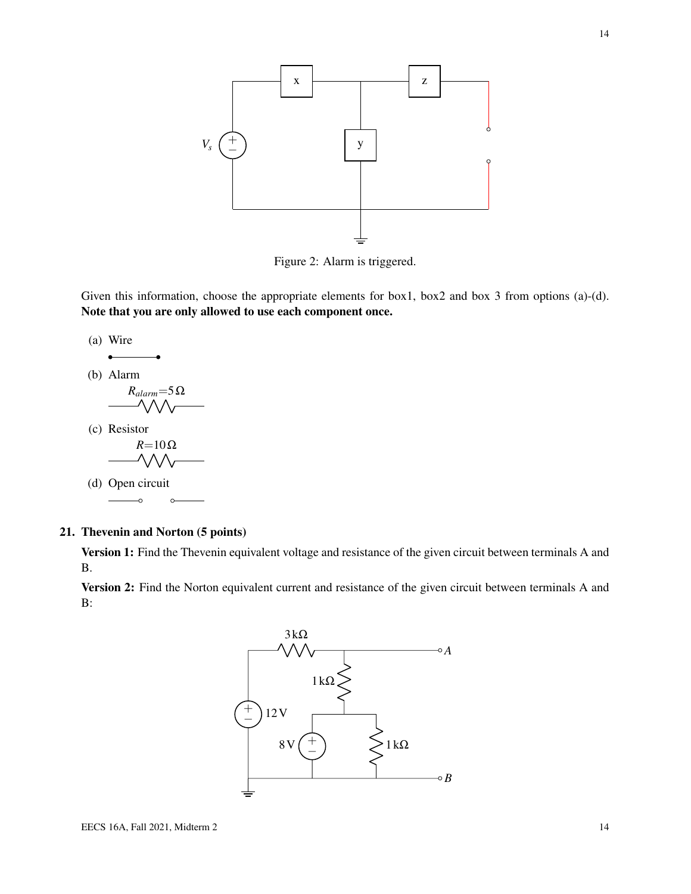Figure 2: Alarm is triggered.

Given this information, choose the appropriate elements for box1, box2 and box 3 from options (a)-(d). **Note that you are only allowed to use each component once.**

(a) Wire

(b) Alarm

$R_{alarm}$=5 Ω

(c) Resistor

$R$=10 Ω

(d) Open circuit

**21. Thevenin and Norton (5 points)**

**Version 1:** Find the Thevenin equivalent voltage and resistance of the given circuit between terminals A and B.

**Version 2:** Find the Norton equivalent current and resistance of the given circuit between terminals A and B: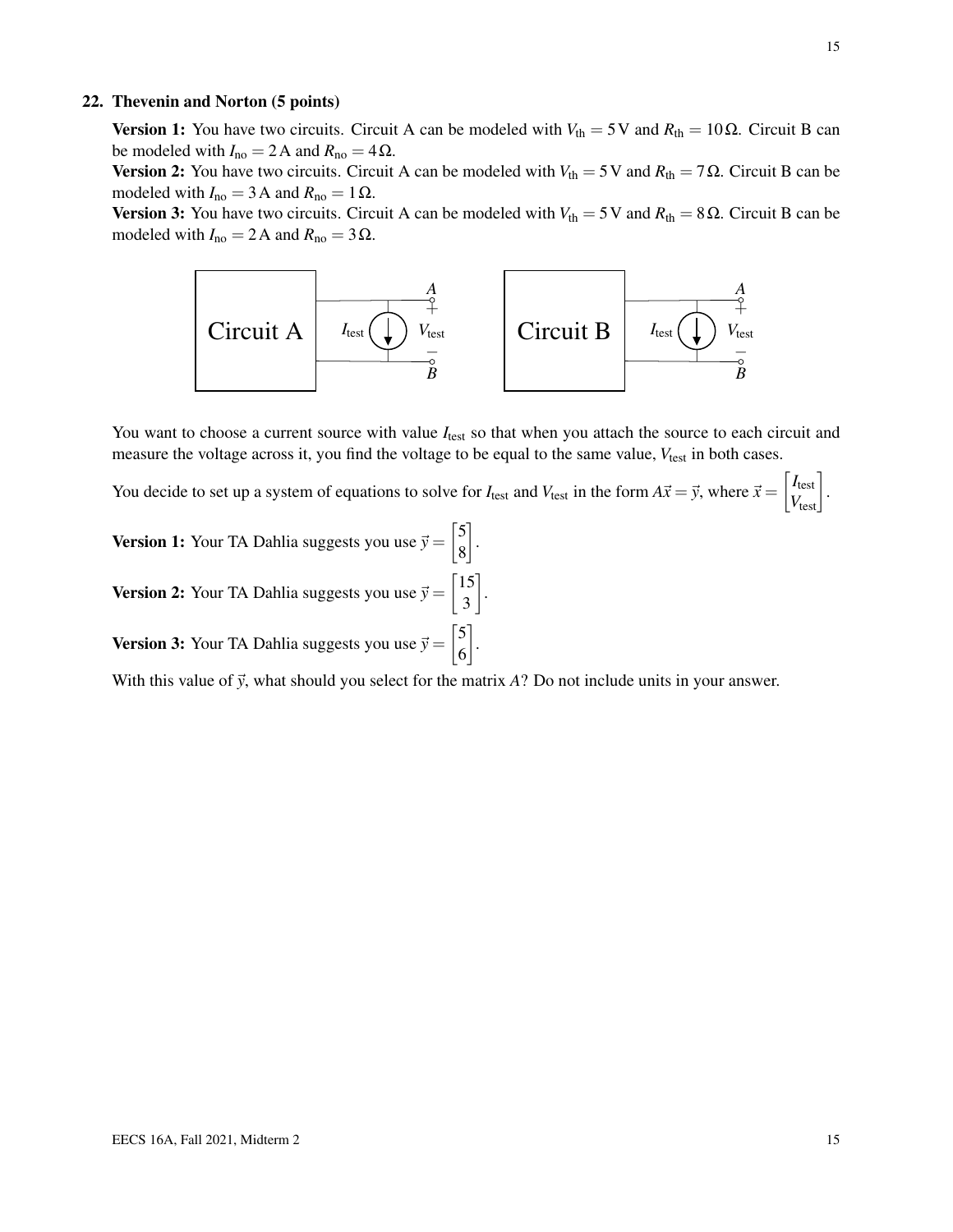### 22. Thevenin and Norton (5 points)

**Version 1:** You have two circuits. Circuit A can be modeled with $V_{\text{th}} = 5\,\text{V}$ and $R_{\text{th}} = 10\,\Omega$. Circuit B can be modeled with $I_{\text{no}} = 2\,\text{A}$ and $R_{\text{no}} = 4\,\Omega$.

**Version 2:** You have two circuits. Circuit A can be modeled with $V_{\text{th}} = 5\,\text{V}$ and $R_{\text{th}} = 7\,\Omega$. Circuit B can be modeled with $I_{\text{no}} = 3\,\text{A}$ and $R_{\text{no}} = 1\,\Omega$.

**Version 3:** You have two circuits. Circuit A can be modeled with $V_{\text{th}} = 5\,\text{V}$ and $R_{\text{th}} = 8\,\Omega$. Circuit B can be modeled with $I_{\text{no}} = 2\,\text{A}$ and $R_{\text{no}} = 3\,\Omega$.

Circuit A

$I_{\text{test}}$

A

$V_{\text{test}}$

B

Circuit B

$I_{\text{test}}$

A

$V_{\text{test}}$

B

You want to choose a current source with value $I_{\text{test}}$ so that when you attach the source to each circuit and measure the voltage across it, you find the voltage to be equal to the same value, $V_{\text{test}}$ in both cases.

You decide to set up a system of equations to solve for $I_{\text{test}}$ and $V_{\text{test}}$ in the form $A\vec{x} = \vec{y}$, where $\vec{x} = \begin{bmatrix} I_{\text{test}} \\ V_{\text{test}} \end{bmatrix}$.

**Version 1:** Your TA Dahlia suggests you use $\vec{y} = \begin{bmatrix} 5 \\ 8 \end{bmatrix}$.

**Version 2:** Your TA Dahlia suggests you use $\vec{y} = \begin{bmatrix} 15 \\ 3 \end{bmatrix}$.

**Version 3:** Your TA Dahlia suggests you use $\vec{y} = \begin{bmatrix} 5 \\ 6 \end{bmatrix}$.

With this value of $\vec{y}$, what should you select for the matrix $A$? Do not include units in your answer.